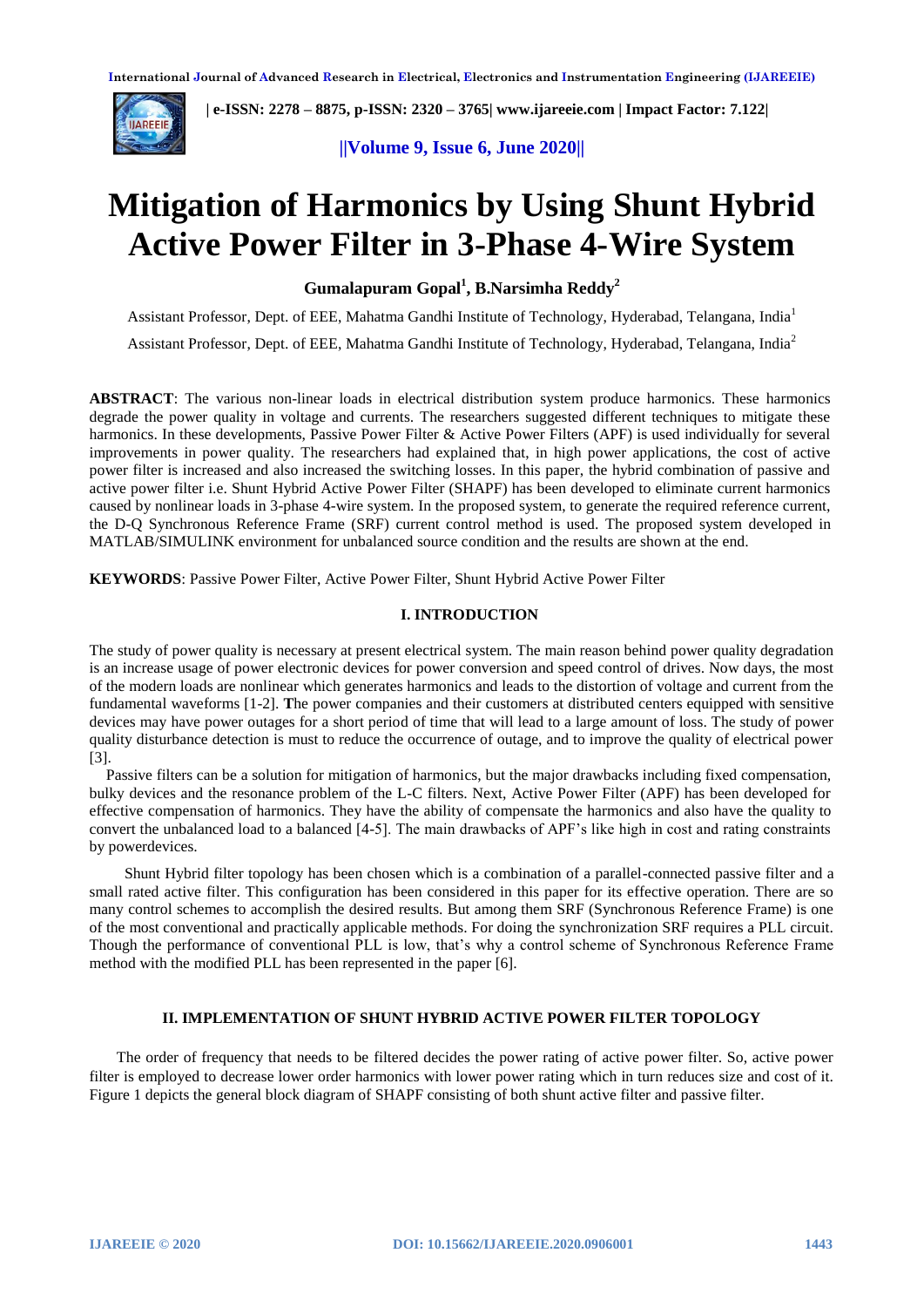# Mitigation of Harmonics by Using Shunt Hybrid Active Power Filter in 3-Phase 4-Wire System

**Gumalapuram Gopal[1], B.Narsimha Reddy[2]**

Assistant Professor, Dept. of EEE, Mahatma Gandhi Institute of Technology, Hyderabad, Telangana, India[1]

Assistant Professor, Dept. of EEE, Mahatma Gandhi Institute of Technology, Hyderabad, Telangana, India[2]

**ABSTRACT**: The various non-linear loads in electrical distribution system produce harmonics. These harmonics degrade the power quality in voltage and currents. The researchers suggested different techniques to mitigate these harmonics. In these developments, Passive Power Filter & Active Power Filters (APF) is used individually for several improvements in power quality. The researchers had explained that, in high power applications, the cost of active power filter is increased and also increased the switching losses. In this paper, the hybrid combination of passive and active power filter i.e. Shunt Hybrid Active Power Filter (SHAPF) has been developed to eliminate current harmonics caused by nonlinear loads in 3-phase 4-wire system. In the proposed system, to generate the required reference current, the D-Q Synchronous Reference Frame (SRF) current control method is used. The proposed system developed in MATLAB/SIMULINK environment for unbalanced source condition and the results are shown at the end.

**KEYWORDS**: Passive Power Filter, Active Power Filter, Shunt Hybrid Active Power Filter

## I. INTRODUCTION

The study of power quality is necessary at present electrical system. The main reason behind power quality degradation is an increase usage of power electronic devices for power conversion and speed control of drives. Now days, the most of the modern loads are nonlinear which generates harmonics and leads to the distortion of voltage and current from the fundamental waveforms [1-2]. **T**he power companies and their customers at distributed centers equipped with sensitive devices may have power outages for a short period of time that will lead to a large amount of loss. The study of power quality disturbance detection is must to reduce the occurrence of outage, and to improve the quality of electrical power [3].

Passive filters can be a solution for mitigation of harmonics, but the major drawbacks including fixed compensation, bulky devices and the resonance problem of the L-C filters. Next, Active Power Filter (APF) has been developed for effective compensation of harmonics. They have the ability of compensate the harmonics and also have the quality to convert the unbalanced load to a balanced [4-5]. The main drawbacks of APF's like high in cost and rating constraints by powerdevices.

Shunt Hybrid filter topology has been chosen which is a combination of a parallel-connected passive filter and a small rated active filter. This configuration has been considered in this paper for its effective operation. There are so many control schemes to accomplish the desired results. But among them SRF (Synchronous Reference Frame) is one of the most conventional and practically applicable methods. For doing the synchronization SRF requires a PLL circuit. Though the performance of conventional PLL is low, that's why a control scheme of Synchronous Reference Frame method with the modified PLL has been represented in the paper [6].

## II. IMPLEMENTATION OF SHUNT HYBRID ACTIVE POWER FILTER TOPOLOGY

The order of frequency that needs to be filtered decides the power rating of active power filter. So, active power filter is employed to decrease lower order harmonics with lower power rating which in turn reduces size and cost of it. Figure 1 depicts the general block diagram of SHAPF consisting of both shunt active filter and passive filter.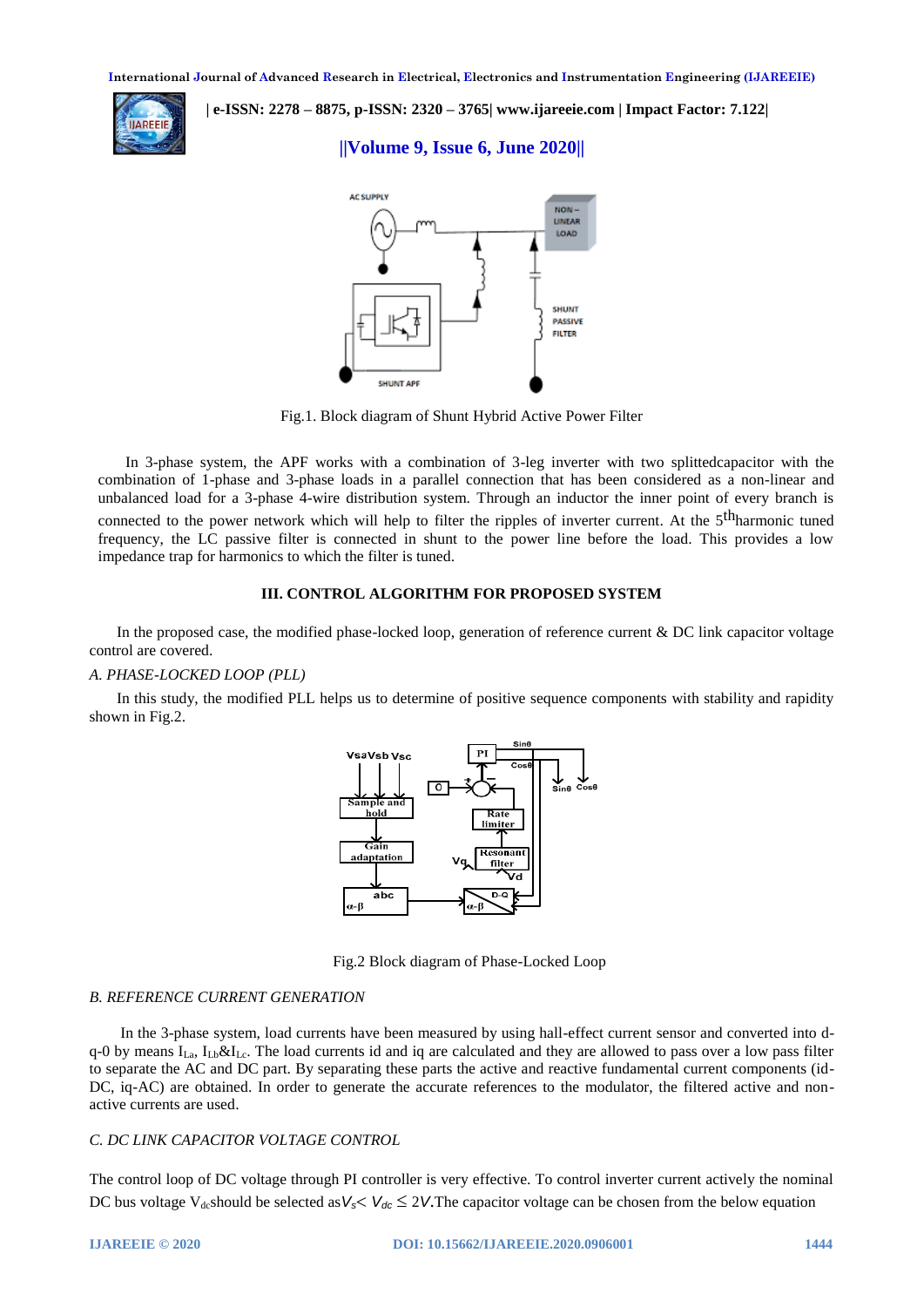Fig.1. Block diagram of Shunt Hybrid Active Power Filter

In 3-phase system, the APF works with a combination of 3-leg inverter with two splittedcapacitor with the combination of 1-phase and 3-phase loads in a parallel connection that has been considered as a non-linear and unbalanced load for a 3-phase 4-wire distribution system. Through an inductor the inner point of every branch is connected to the power network which will help to filter the ripples of inverter current. At the $5^{th}$harmonic tuned frequency, the LC passive filter is connected in shunt to the power line before the load. This provides a low impedance trap for harmonics to which the filter is tuned.

## III. CONTROL ALGORITHM FOR PROPOSED SYSTEM

In the proposed case, the modified phase-locked loop, generation of reference current & DC link capacitor voltage control are covered.

### *A. PHASE-LOCKED LOOP (PLL)*

In this study, the modified PLL helps us to determine of positive sequence components with stability and rapidity shown in Fig.2.

Fig.2 Block diagram of Phase-Locked Loop

### *B. REFERENCE CURRENT GENERATION*

In the 3-phase system, load currents have been measured by using hall-effect current sensor and converted into d-q-0 by means $I_{La}$, $I_{Lb}$&$I_{Lc}$. The load currents id and iq are calculated and they are allowed to pass over a low pass filter to separate the AC and DC part. By separating these parts the active and reactive fundamental current components (id-DC, iq-AC) are obtained. In order to generate the accurate references to the modulator, the filtered active and non-active currents are used.

### *C. DC LINK CAPACITOR VOLTAGE CONTROL*

The control loop of DC voltage through PI controller is very effective. To control inverter current actively the nominal DC bus voltage $V_{dc}$should be selected as$V_s < V_{dc} \leq 2V$.The capacitor voltage can be chosen from the below equation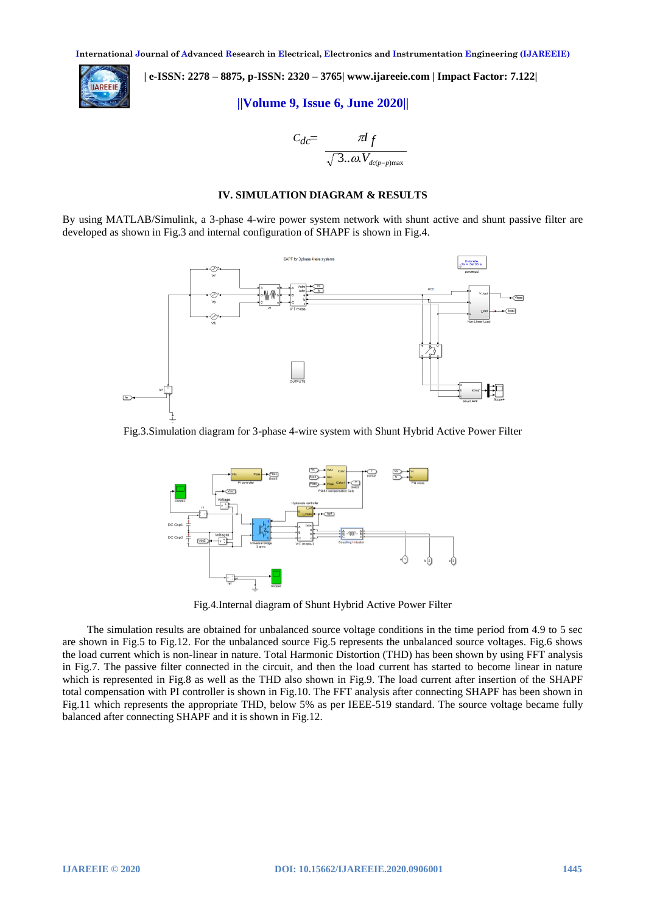$$C_{dc} = \frac{\pi I_f}{\sqrt{3}..\omega.V_{dc(p-p)\max}}$$

## IV. SIMULATION DIAGRAM & RESULTS

By using MATLAB/Simulink, a 3-phase 4-wire power system network with shunt active and shunt passive filter are developed as shown in Fig.3 and internal configuration of SHAPF is shown in Fig.4.

Fig.3.Simulation diagram for 3-phase 4-wire system with Shunt Hybrid Active Power Filter

Fig.4.Internal diagram of Shunt Hybrid Active Power Filter

The simulation results are obtained for unbalanced source voltage conditions in the time period from 4.9 to 5 sec are shown in Fig.5 to Fig.12. For the unbalanced source Fig.5 represents the unbalanced source voltages. Fig.6 shows the load current which is non-linear in nature. Total Harmonic Distortion (THD) has been shown by using FFT analysis in Fig.7. The passive filter connected in the circuit, and then the load current has started to become linear in nature which is represented in Fig.8 as well as the THD also shown in Fig.9. The load current after insertion of the SHAPF total compensation with PI controller is shown in Fig.10. The FFT analysis after connecting SHAPF has been shown in Fig.11 which represents the appropriate THD, below 5% as per IEEE-519 standard. The source voltage became fully balanced after connecting SHAPF and it is shown in Fig.12.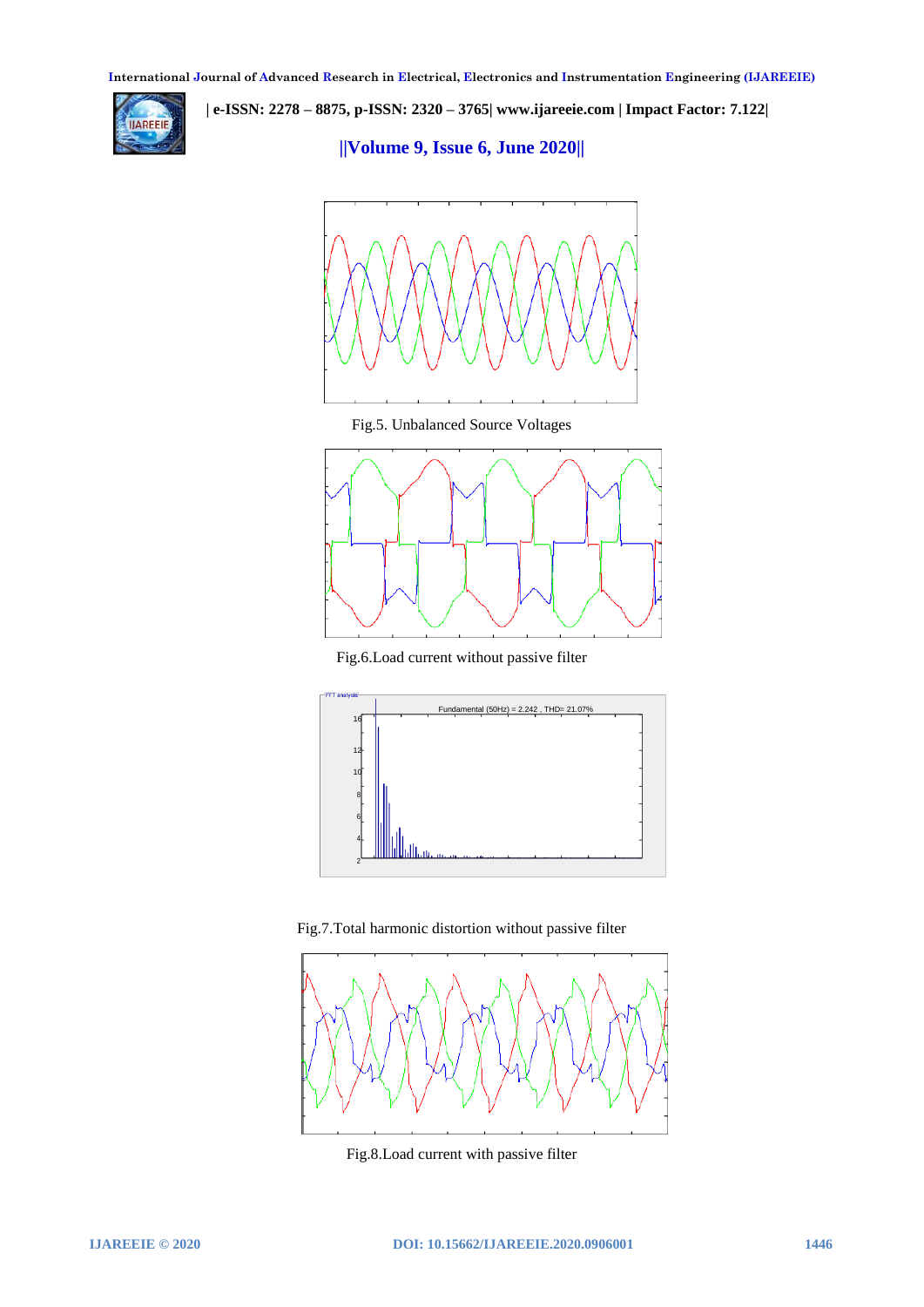Fig.5. Unbalanced Source Voltages

Fig.6.Load current without passive filter

Fig.7.Total harmonic distortion without passive filter

Fig.8.Load current with passive filter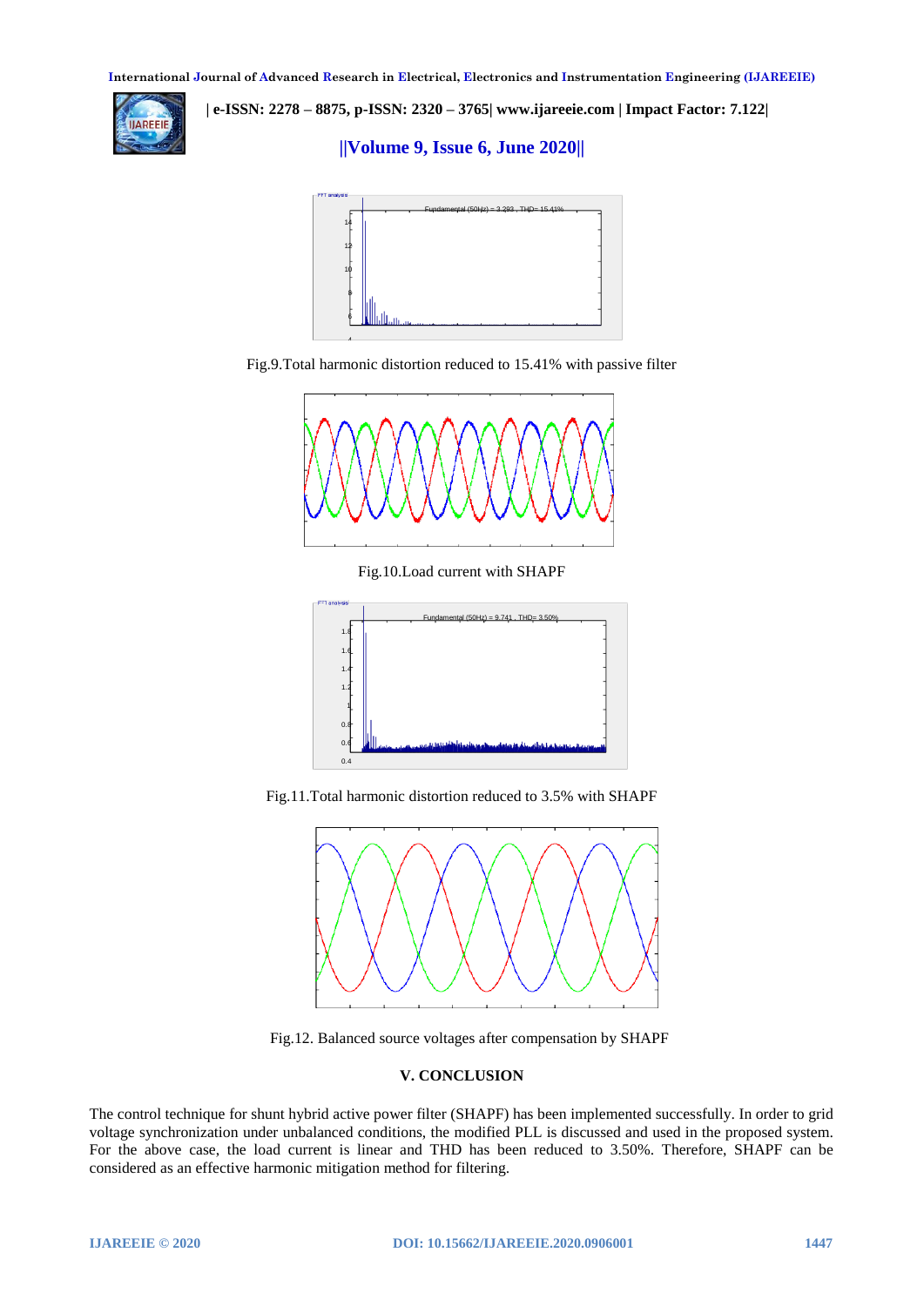Fig.9.Total harmonic distortion reduced to 15.41% with passive filter

Fig.10.Load current with SHAPF

Fig.11.Total harmonic distortion reduced to 3.5% with SHAPF

Fig.12. Balanced source voltages after compensation by SHAPF

## V. CONCLUSION

The control technique for shunt hybrid active power filter (SHAPF) has been implemented successfully. In order to grid voltage synchronization under unbalanced conditions, the modified PLL is discussed and used in the proposed system. For the above case, the load current is linear and THD has been reduced to 3.50%. Therefore, SHAPF can be considered as an effective harmonic mitigation method for filtering.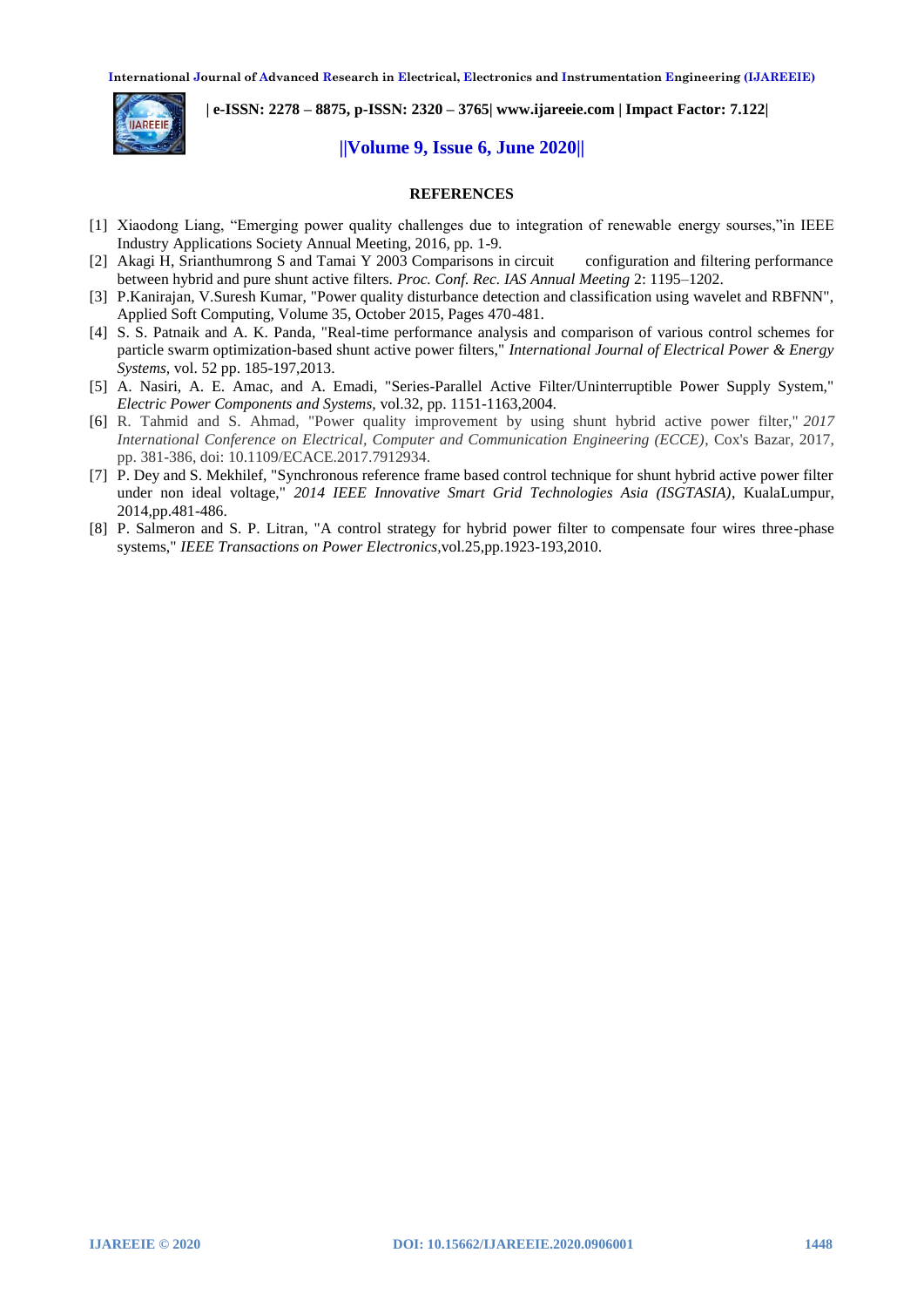## REFERENCES

[1] Xiaodong Liang, "Emerging power quality challenges due to integration of renewable energy sourses,"in IEEE Industry Applications Society Annual Meeting, 2016, pp. 1-9.

[2] Akagi H, Srianthumrong S and Tamai Y 2003 Comparisons in circuit configuration and filtering performance between hybrid and pure shunt active filters. *Proc. Conf. Rec. IAS Annual Meeting* 2: 1195–1202.

[3] P.Kanirajan, V.Suresh Kumar, "Power quality disturbance detection and classification using wavelet and RBFNN", Applied Soft Computing, Volume 35, October 2015, Pages 470-481.

[4] S. S. Patnaik and A. K. Panda, "Real-time performance analysis and comparison of various control schemes for particle swarm optimization-based shunt active power filters," *International Journal of Electrical Power & Energy Systems*, vol. 52 pp. 185-197,2013.

[5] A. Nasiri, A. E. Amac, and A. Emadi, "Series-Parallel Active Filter/Uninterruptible Power Supply System," *Electric Power Components and Systems*, vol.32, pp. 1151-1163,2004.

[6] R. Tahmid and S. Ahmad, "Power quality improvement by using shunt hybrid active power filter," *2017 International Conference on Electrical, Computer and Communication Engineering (ECCE)*, Cox's Bazar, 2017, pp. 381-386, doi: 10.1109/ECACE.2017.7912934.

[7] P. Dey and S. Mekhilef, "Synchronous reference frame based control technique for shunt hybrid active power filter under non ideal voltage," *2014 IEEE Innovative Smart Grid Technologies Asia (ISGTASIA)*, KualaLumpur, 2014,pp.481-486.

[8] P. Salmeron and S. P. Litran, "A control strategy for hybrid power filter to compensate four wires three-phase systems," *IEEE Transactions on Power Electronics*,vol.25,pp.1923-193,2010.